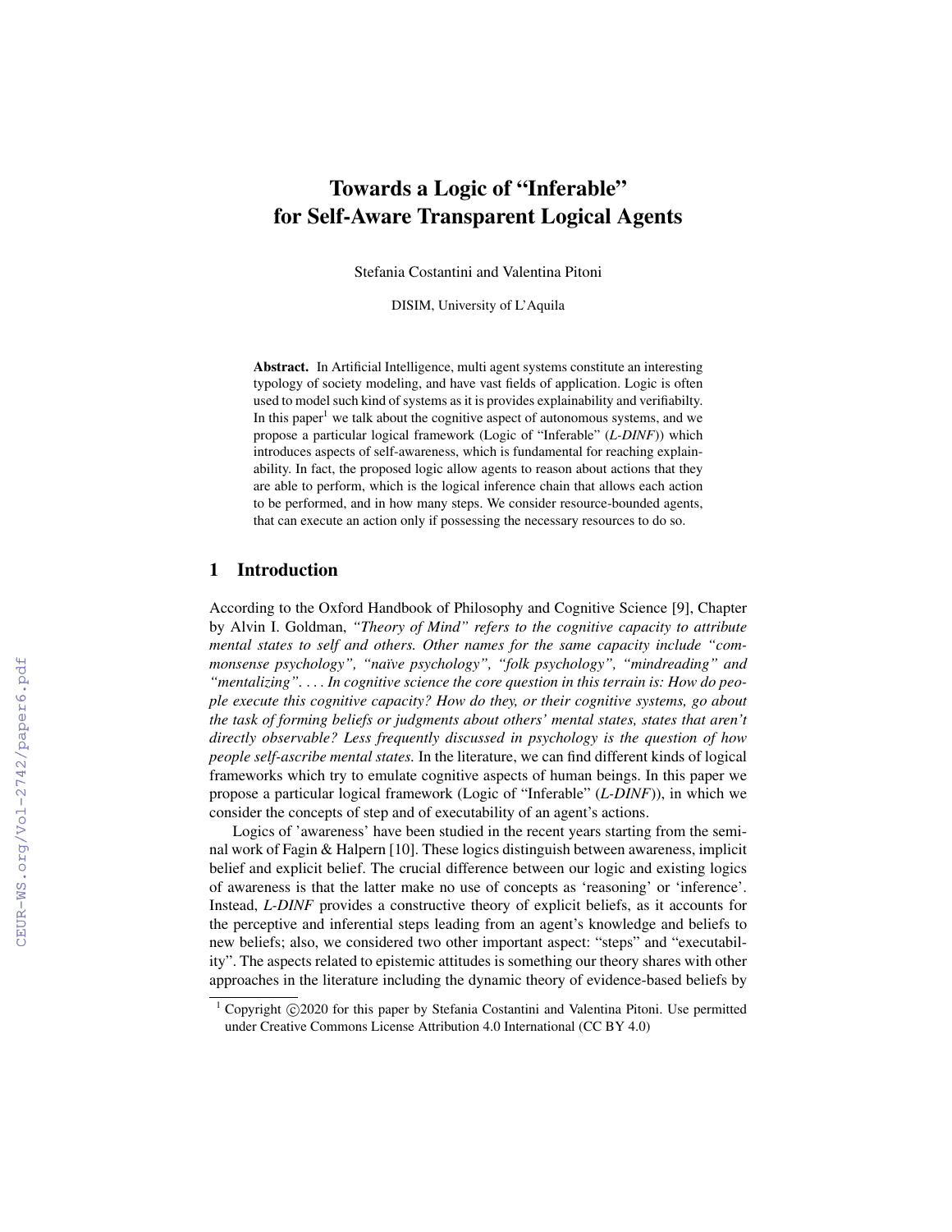# Towards a Logic of "Inferable" for Self-Aware Transparent Logical Agents

Stefania Costantini and Valentina Pitoni

DISIM, University of L'Aquila

**Abstract.** In Artificial Intelligence, multi agent systems constitute an interesting typology of society modeling, and have vast fields of application. Logic is often used to model such kind of systems as it is provides explainability and verifiabilty. In this paper[1] we talk about the cognitive aspect of autonomous systems, and we propose a particular logical framework (Logic of "Inferable" (*L-DINF*)) which introduces aspects of self-awareness, which is fundamental for reaching explainability. In fact, the proposed logic allow agents to reason about actions that they are able to perform, which is the logical inference chain that allows each action to be performed, and in how many steps. We consider resource-bounded agents, that can execute an action only if possessing the necessary resources to do so.

## 1 Introduction

According to the Oxford Handbook of Philosophy and Cognitive Science [9], Chapter by Alvin I. Goldman, *"Theory of Mind" refers to the cognitive capacity to attribute mental states to self and others. Other names for the same capacity include "commonsense psychology", "naïve psychology", "folk psychology", "mindreading" and "mentalizing". . . . In cognitive science the core question in this terrain is: How do people execute this cognitive capacity? How do they, or their cognitive systems, go about the task of forming beliefs or judgments about others' mental states, states that aren't directly observable? Less frequently discussed in psychology is the question of how people self-ascribe mental states.* In the literature, we can find different kinds of logical frameworks which try to emulate cognitive aspects of human beings. In this paper we propose a particular logical framework (Logic of "Inferable" (*L-DINF*)), in which we consider the concepts of step and of executability of an agent's actions.

Logics of 'awareness' have been studied in the recent years starting from the seminal work of Fagin & Halpern [10]. These logics distinguish between awareness, implicit belief and explicit belief. The crucial difference between our logic and existing logics of awareness is that the latter make no use of concepts as 'reasoning' or 'inference'. Instead, *L-DINF* provides a constructive theory of explicit beliefs, as it accounts for the perceptive and inferential steps leading from an agent's knowledge and beliefs to new beliefs; also, we considered two other important aspect: "steps" and "executability". The aspects related to epistemic attitudes is something our theory shares with other approaches in the literature including the dynamic theory of evidence-based beliefs by

[1] Copyright ©2020 for this paper by Stefania Costantini and Valentina Pitoni. Use permitted under Creative Commons License Attribution 4.0 International (CC BY 4.0)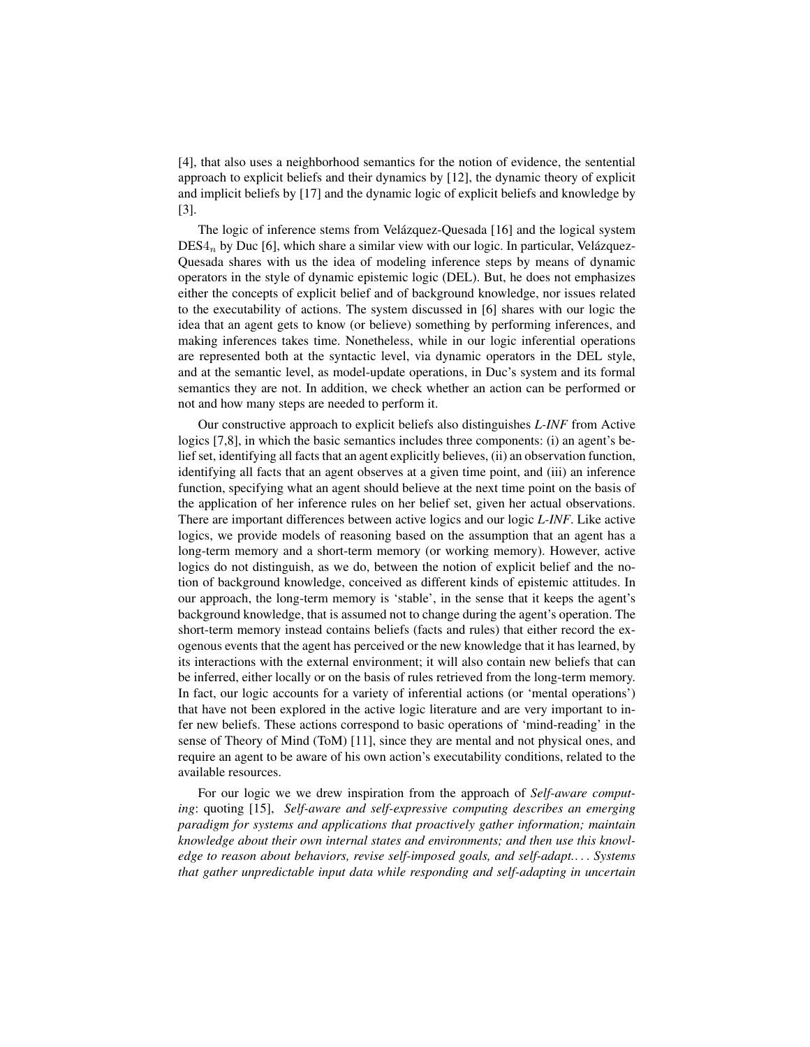[4], that also uses a neighborhood semantics for the notion of evidence, the sentential approach to explicit beliefs and their dynamics by [12], the dynamic theory of explicit and implicit beliefs by [17] and the dynamic logic of explicit beliefs and knowledge by [3].

The logic of inference stems from Velázquez-Quesada [16] and the logical system $\mathrm{DES4}_n$ by Duc [6], which share a similar view with our logic. In particular, Velázquez-Quesada shares with us the idea of modeling inference steps by means of dynamic operators in the style of dynamic epistemic logic (DEL). But, he does not emphasizes either the concepts of explicit belief and of background knowledge, nor issues related to the executability of actions. The system discussed in [6] shares with our logic the idea that an agent gets to know (or believe) something by performing inferences, and making inferences takes time. Nonetheless, while in our logic inferential operations are represented both at the syntactic level, via dynamic operators in the DEL style, and at the semantic level, as model-update operations, in Duc's system and its formal semantics they are not. In addition, we check whether an action can be performed or not and how many steps are needed to perform it.

Our constructive approach to explicit beliefs also distinguishes *L-INF* from Active logics [7,8], in which the basic semantics includes three components: (i) an agent's belief set, identifying all facts that an agent explicitly believes, (ii) an observation function, identifying all facts that an agent observes at a given time point, and (iii) an inference function, specifying what an agent should believe at the next time point on the basis of the application of her inference rules on her belief set, given her actual observations. There are important differences between active logics and our logic *L-INF*. Like active logics, we provide models of reasoning based on the assumption that an agent has a long-term memory and a short-term memory (or working memory). However, active logics do not distinguish, as we do, between the notion of explicit belief and the notion of background knowledge, conceived as different kinds of epistemic attitudes. In our approach, the long-term memory is 'stable', in the sense that it keeps the agent's background knowledge, that is assumed not to change during the agent's operation. The short-term memory instead contains beliefs (facts and rules) that either record the exogenous events that the agent has perceived or the new knowledge that it has learned, by its interactions with the external environment; it will also contain new beliefs that can be inferred, either locally or on the basis of rules retrieved from the long-term memory. In fact, our logic accounts for a variety of inferential actions (or 'mental operations') that have not been explored in the active logic literature and are very important to infer new beliefs. These actions correspond to basic operations of 'mind-reading' in the sense of Theory of Mind (ToM) [11], since they are mental and not physical ones, and require an agent to be aware of his own action's executability conditions, related to the available resources.

For our logic we we drew inspiration from the approach of *Self-aware computing*: quoting [15], *Self-aware and self-expressive computing describes an emerging paradigm for systems and applications that proactively gather information; maintain knowledge about their own internal states and environments; and then use this knowledge to reason about behaviors, revise self-imposed goals, and self-adapt.... Systems that gather unpredictable input data while responding and self-adapting in uncertain*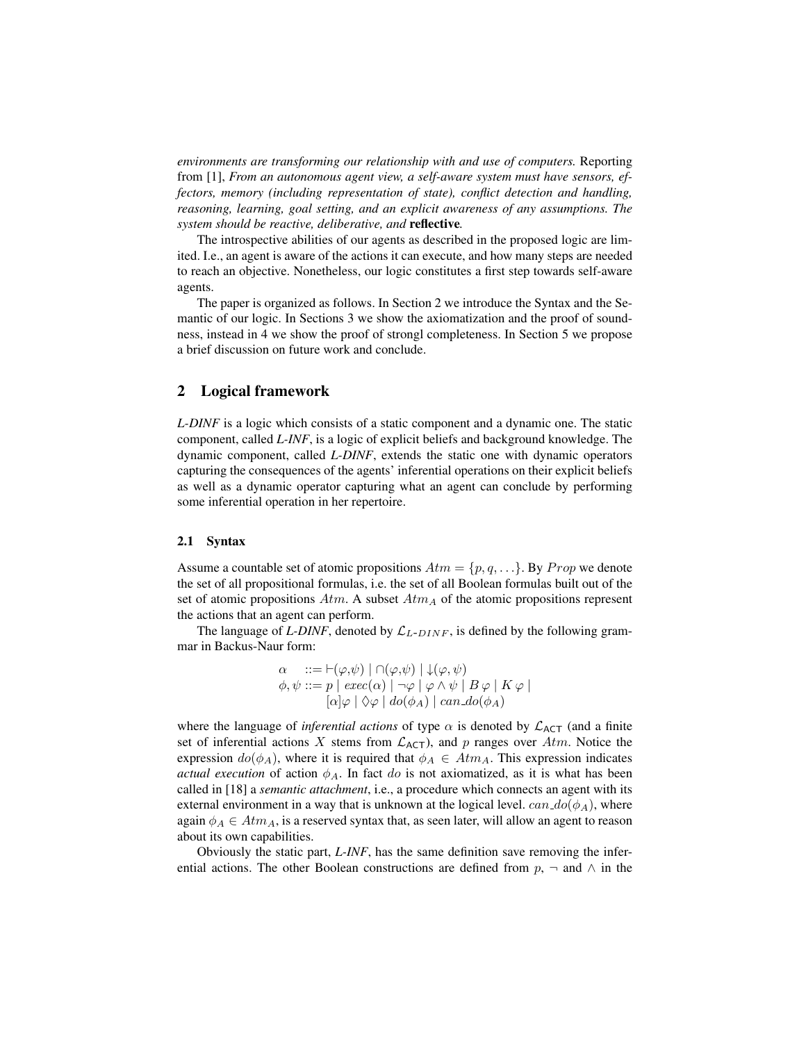*environments are transforming our relationship with and use of computers.* Reporting from [1], *From an autonomous agent view, a self-aware system must have sensors, effectors, memory (including representation of state), conflict detection and handling, reasoning, learning, goal setting, and an explicit awareness of any assumptions. The system should be reactive, deliberative, and* **reflective***.*

The introspective abilities of our agents as described in the proposed logic are limited. I.e., an agent is aware of the actions it can execute, and how many steps are needed to reach an objective. Nonetheless, our logic constitutes a first step towards self-aware agents.

The paper is organized as follows. In Section 2 we introduce the Syntax and the Semantic of our logic. In Sections 3 we show the axiomatization and the proof of soundness, instead in 4 we show the proof of strongl completeness. In Section 5 we propose a brief discussion on future work and conclude.

## 2 Logical framework

*L-DINF* is a logic which consists of a static component and a dynamic one. The static component, called *L-INF*, is a logic of explicit beliefs and background knowledge. The dynamic component, called *L-DINF*, extends the static one with dynamic operators capturing the consequences of the agents' inferential operations on their explicit beliefs as well as a dynamic operator capturing what an agent can conclude by performing some inferential operation in her repertoire.

### 2.1 Syntax

Assume a countable set of atomic propositions $Atm = \{p, q, \ldots\}$. By $Prop$ we denote the set of all propositional formulas, i.e. the set of all Boolean formulas built out of the set of atomic propositions $Atm$. A subset $Atm_A$ of the atomic propositions represent the actions that an agent can perform.

The language of *L-DINF*, denoted by $\mathcal{L}_{L\text{-}DINF}$, is defined by the following grammar in Backus-Naur form:

$$
\begin{array}{rl}
\alpha & ::= \vdash(\varphi,\psi) \mid \cap(\varphi,\psi) \mid \downarrow(\varphi,\psi) \\
\phi,\psi & ::= p \mid exec(\alpha) \mid \neg\varphi \mid \varphi \wedge \psi \mid B\,\varphi \mid K\,\varphi \mid \\
 & \quad\; [\alpha]\varphi \mid \Diamond\varphi \mid do(\phi_A) \mid can\_do(\phi_A)
\end{array}
$$

where the language of *inferential actions* of type $\alpha$ is denoted by $\mathcal{L}_{\mathsf{ACT}}$ (and a finite set of inferential actions $X$ stems from $\mathcal{L}_{\mathsf{ACT}}$), and $p$ ranges over $Atm$. Notice the expression $do(\phi_A)$, where it is required that $\phi_A \in Atm_A$. This expression indicates *actual execution* of action $\phi_A$. In fact $do$ is not axiomatized, as it is what has been called in [18] a *semantic attachment*, i.e., a procedure which connects an agent with its external environment in a way that is unknown at the logical level. $can\_do(\phi_A)$, where again $\phi_A \in Atm_A$, is a reserved syntax that, as seen later, will allow an agent to reason about its own capabilities.

Obviously the static part, *L-INF*, has the same definition save removing the inferential actions. The other Boolean constructions are defined from $p$, $\neg$ and $\wedge$ in the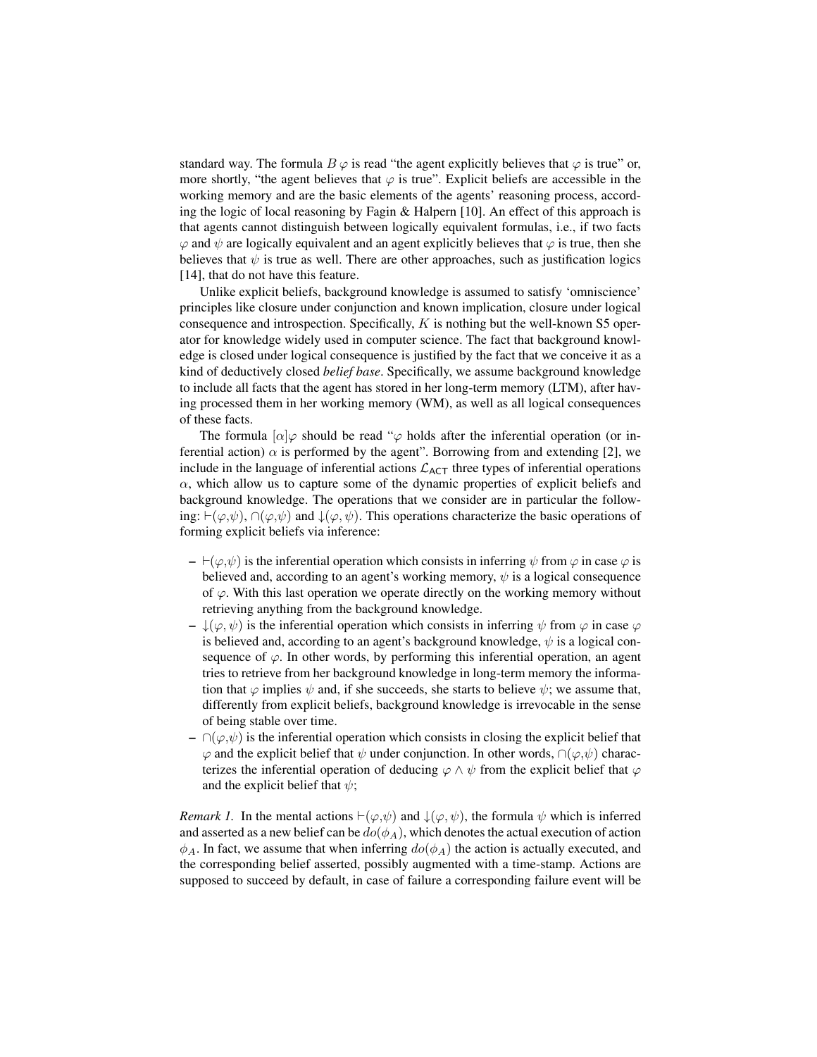standard way. The formula $B\,\varphi$ is read "the agent explicitly believes that $\varphi$ is true" or, more shortly, "the agent believes that $\varphi$ is true". Explicit beliefs are accessible in the working memory and are the basic elements of the agents' reasoning process, according the logic of local reasoning by Fagin & Halpern [10]. An effect of this approach is that agents cannot distinguish between logically equivalent formulas, i.e., if two facts $\varphi$ and $\psi$ are logically equivalent and an agent explicitly believes that $\varphi$ is true, then she believes that $\psi$ is true as well. There are other approaches, such as justification logics [14], that do not have this feature.

Unlike explicit beliefs, background knowledge is assumed to satisfy 'omniscience' principles like closure under conjunction and known implication, closure under logical consequence and introspection. Specifically, $K$ is nothing but the well-known S5 operator for knowledge widely used in computer science. The fact that background knowledge is closed under logical consequence is justified by the fact that we conceive it as a kind of deductively closed *belief base*. Specifically, we assume background knowledge to include all facts that the agent has stored in her long-term memory (LTM), after having processed them in her working memory (WM), as well as all logical consequences of these facts.

The formula $[\alpha]\varphi$ should be read "$\varphi$ holds after the inferential operation (or inferential action) $\alpha$ is performed by the agent". Borrowing from and extending [2], we include in the language of inferential actions $\mathcal{L}_{\mathsf{ACT}}$ three types of inferential operations $\alpha$, which allow us to capture some of the dynamic properties of explicit beliefs and background knowledge. The operations that we consider are in particular the following: $\vdash(\varphi,\psi)$, $\cap(\varphi,\psi)$ and $\downarrow(\varphi,\psi)$. This operations characterize the basic operations of forming explicit beliefs via inference:

- $\vdash(\varphi,\psi)$ is the inferential operation which consists in inferring $\psi$ from $\varphi$ in case $\varphi$ is believed and, according to an agent's working memory, $\psi$ is a logical consequence of $\varphi$. With this last operation we operate directly on the working memory without retrieving anything from the background knowledge.
- $\downarrow(\varphi,\psi)$ is the inferential operation which consists in inferring $\psi$ from $\varphi$ in case $\varphi$ is believed and, according to an agent's background knowledge, $\psi$ is a logical consequence of $\varphi$. In other words, by performing this inferential operation, an agent tries to retrieve from her background knowledge in long-term memory the information that $\varphi$ implies $\psi$ and, if she succeeds, she starts to believe $\psi$; we assume that, differently from explicit beliefs, background knowledge is irrevocable in the sense of being stable over time.
- $\cap(\varphi,\psi)$ is the inferential operation which consists in closing the explicit belief that $\varphi$ and the explicit belief that $\psi$ under conjunction. In other words, $\cap(\varphi,\psi)$ characterizes the inferential operation of deducing $\varphi \wedge \psi$ from the explicit belief that $\varphi$ and the explicit belief that $\psi$;

*Remark 1.* In the mental actions $\vdash(\varphi,\psi)$ and $\downarrow(\varphi,\psi)$, the formula $\psi$ which is inferred and asserted as a new belief can be $do(\phi_A)$, which denotes the actual execution of action $\phi_A$. In fact, we assume that when inferring $do(\phi_A)$ the action is actually executed, and the corresponding belief asserted, possibly augmented with a time-stamp. Actions are supposed to succeed by default, in case of failure a corresponding failure event will be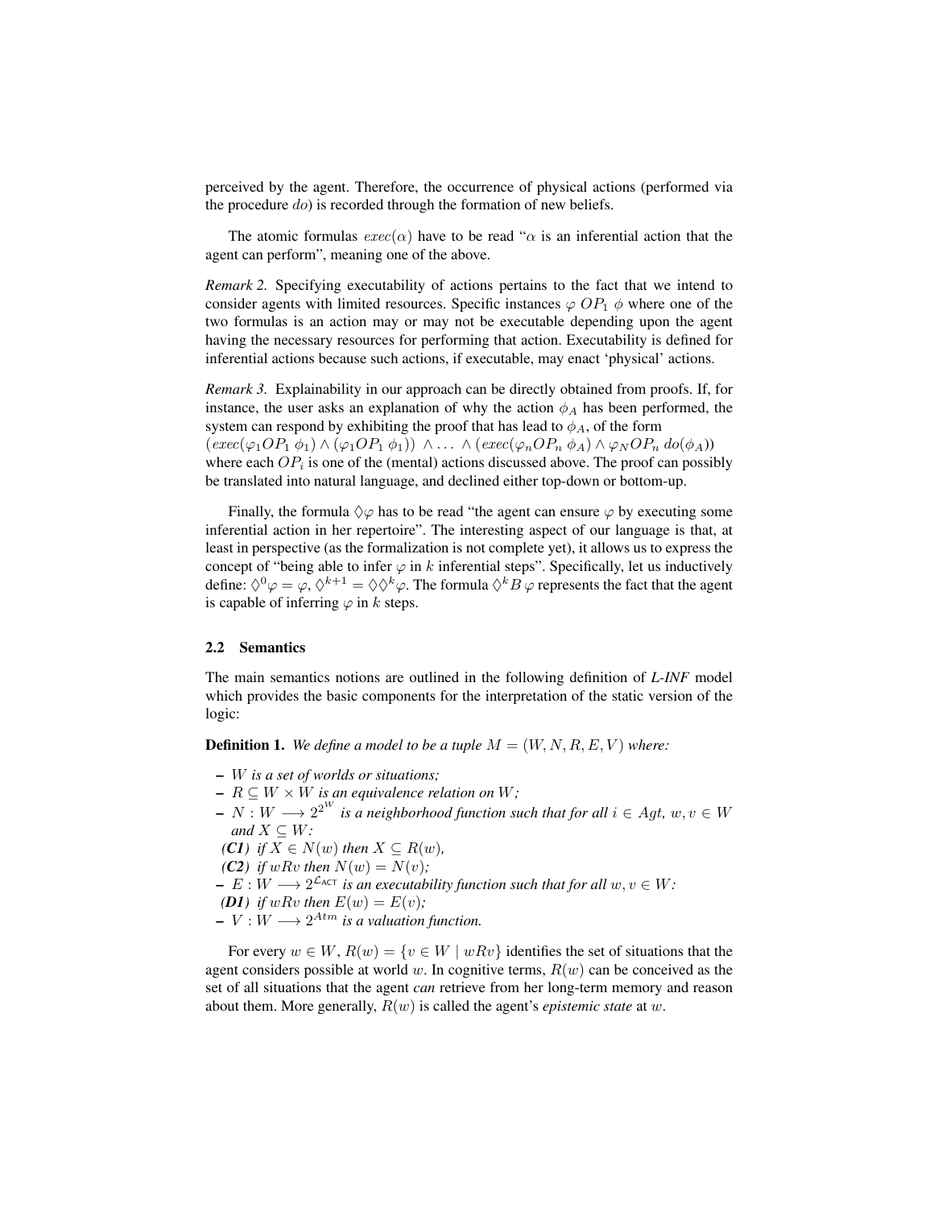perceived by the agent. Therefore, the occurrence of physical actions (performed via the procedure $do$) is recorded through the formation of new beliefs.

The atomic formulas $exec(\alpha)$ have to be read "$\alpha$ is an inferential action that the agent can perform", meaning one of the above.

*Remark 2.* Specifying executability of actions pertains to the fact that we intend to consider agents with limited resources. Specific instances $\varphi\ OP_1\ \phi$ where one of the two formulas is an action may or may not be executable depending upon the agent having the necessary resources for performing that action. Executability is defined for inferential actions because such actions, if executable, may enact 'physical' actions.

*Remark 3.* Explainability in our approach can be directly obtained from proofs. If, for instance, the user asks an explanation of why the action $\phi_A$ has been performed, the system can respond by exhibiting the proof that has lead to $\phi_A$, of the form $(exec(\varphi_1 OP_1\ \phi_1) \wedge (\varphi_1 OP_1\ \phi_1))\ \wedge \ldots\ \wedge (exec(\varphi_n OP_n\ \phi_A) \wedge \varphi_N OP_n\ do(\phi_A))$ where each $OP_i$ is one of the (mental) actions discussed above. The proof can possibly be translated into natural language, and declined either top-down or bottom-up.

Finally, the formula $\Diamond\varphi$ has to be read "the agent can ensure $\varphi$ by executing some inferential action in her repertoire". The interesting aspect of our language is that, at least in perspective (as the formalization is not complete yet), it allows us to express the concept of "being able to infer $\varphi$ in $k$ inferential steps". Specifically, let us inductively define: $\Diamond^0\varphi = \varphi$, $\Diamond^{k+1} = \Diamond\Diamond^k\varphi$. The formula $\Diamond^k B\,\varphi$ represents the fact that the agent is capable of inferring $\varphi$ in $k$ steps.

### 2.2 Semantics

The main semantics notions are outlined in the following definition of *L-INF* model which provides the basic components for the interpretation of the static version of the logic:

**Definition 1.** *We define a model to be a tuple $M = (W, N, R, E, V)$ where:*

- *$W$ is a set of worlds or situations;*
- *$R \subseteq W \times W$ is an equivalence relation on $W$;*
- *$N : W \longrightarrow 2^{2^W}$ is a neighborhood function such that for all $i \in Agt$, $w, v \in W$ and $X \subseteq W$:*
  - ***(C1)** if $X \in N(w)$ then $X \subseteq R(w)$,*
  - ***(C2)** if $wRv$ then $N(w) = N(v)$;*
- *$E : W \longrightarrow 2^{\mathcal{L}_{\mathsf{ACT}}}$ is an executability function such that for all $w, v \in W$:*
  - ***(D1)** if $wRv$ then $E(w) = E(v)$;*
- *$V : W \longrightarrow 2^{Atm}$ is a valuation function.*

For every $w \in W$, $R(w) = \{v \in W \mid wRv\}$ identifies the set of situations that the agent considers possible at world $w$. In cognitive terms, $R(w)$ can be conceived as the set of all situations that the agent *can* retrieve from her long-term memory and reason about them. More generally, $R(w)$ is called the agent's *epistemic state* at $w$.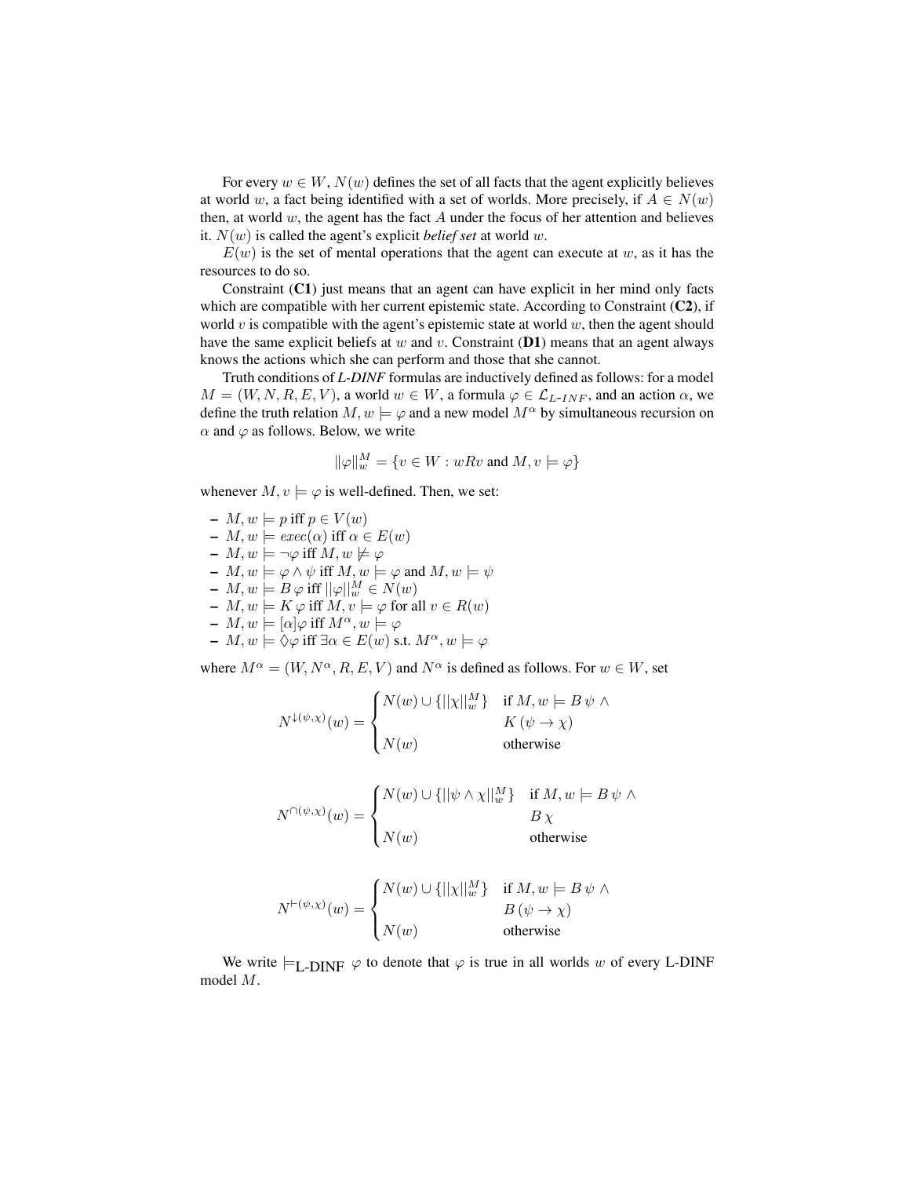For every $w \in W$, $N(w)$ defines the set of all facts that the agent explicitly believes at world $w$, a fact being identified with a set of worlds. More precisely, if $A \in N(w)$ then, at world $w$, the agent has the fact $A$ under the focus of her attention and believes it. $N(w)$ is called the agent's explicit *belief set* at world $w$.

$E(w)$ is the set of mental operations that the agent can execute at $w$, as it has the resources to do so.

Constraint (**C1**) just means that an agent can have explicit in her mind only facts which are compatible with her current epistemic state. According to Constraint (**C2**), if world $v$ is compatible with the agent's epistemic state at world $w$, then the agent should have the same explicit beliefs at $w$ and $v$. Constraint (**D1**) means that an agent always knows the actions which she can perform and those that she cannot.

Truth conditions of *L-DINF* formulas are inductively defined as follows: for a model $M = (W, N, R, E, V)$, a world $w \in W$, a formula $\varphi \in \mathcal{L}_{L\text{-}INF}$, and an action $\alpha$, we define the truth relation $M, w \models \varphi$ and a new model $M^\alpha$ by simultaneous recursion on $\alpha$ and $\varphi$ as follows. Below, we write

$$\|\varphi\|_w^M = \{v \in W : wRv \text{ and } M, v \models \varphi\}$$

whenever $M, v \models \varphi$ is well-defined. Then, we set:

- $M, w \models p$ iff $p \in V(w)$
- $M, w \models exec(\alpha)$ iff $\alpha \in E(w)$
- $M, w \models \neg\varphi$ iff $M, w \not\models \varphi$
- $M, w \models \varphi \wedge \psi$ iff $M, w \models \varphi$ and $M, w \models \psi$
- $M, w \models B\,\varphi$ iff $||\varphi||_w^M \in N(w)$
- $M, w \models K\,\varphi$ iff $M, v \models \varphi$ for all $v \in R(w)$
- $M, w \models [\alpha]\varphi$ iff $M^\alpha, w \models \varphi$
- $M, w \models \Diamond\varphi$ iff $\exists \alpha \in E(w)$ s.t. $M^\alpha, w \models \varphi$

where $M^\alpha = (W, N^\alpha, R, E, V)$ and $N^\alpha$ is defined as follows. For $w \in W$, set

$$N^{\downarrow(\psi,\chi)}(w) = \begin{cases} N(w) \cup \{||\chi||_w^M\} & \text{if } M, w \models B\,\psi \wedge K\,(\psi \rightarrow \chi) \\ N(w) & \text{otherwise} \end{cases}$$

$$N^{\cap(\psi,\chi)}(w) = \begin{cases} N(w) \cup \{||\psi \wedge \chi||_w^M\} & \text{if } M, w \models B\,\psi \wedge B\,\chi \\ N(w) & \text{otherwise} \end{cases}$$

$$N^{\vdash(\psi,\chi)}(w) = \begin{cases} N(w) \cup \{||\chi||_w^M\} & \text{if } M, w \models B\,\psi \wedge B\,(\psi \rightarrow \chi) \\ N(w) & \text{otherwise} \end{cases}$$

We write $\models_{\text{L-DINF}} \varphi$ to denote that $\varphi$ is true in all worlds $w$ of every L-DINF model $M$.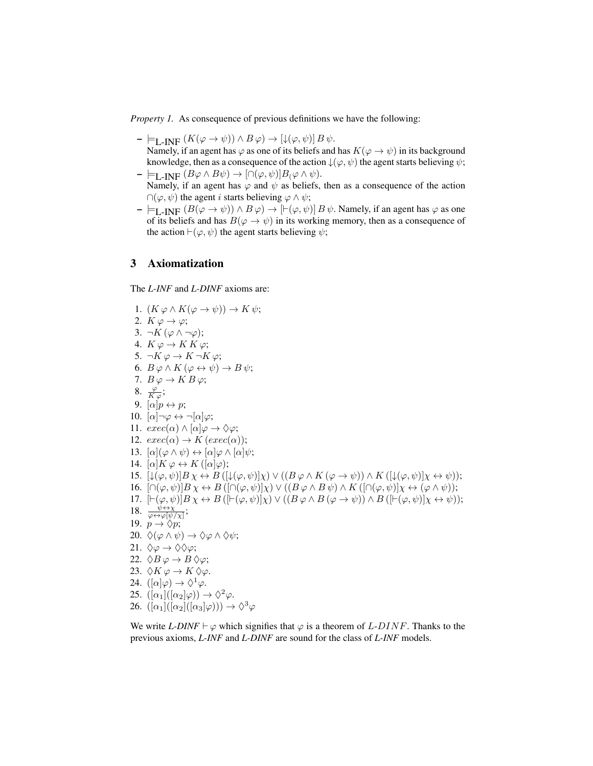*Property 1.* As consequence of previous definitions we have the following:

- $\models_{\text{L-INF}} (K(\varphi \to \psi)) \wedge B\,\varphi) \to [\downarrow(\varphi, \psi)]\,B\,\psi$.
  Namely, if an agent has $\varphi$ as one of its beliefs and has $K(\varphi \to \psi)$ in its background knowledge, then as a consequence of the action $\downarrow(\varphi, \psi)$ the agent starts believing $\psi$;
- $\models_{\text{L-INF}} (B\varphi \wedge B\psi) \to [\cap(\varphi, \psi)]B_(\varphi \wedge \psi)$.
  Namely, if an agent has $\varphi$ and $\psi$ as beliefs, then as a consequence of the action $\cap(\varphi, \psi)$ the agent $i$ starts believing $\varphi \wedge \psi$;
- $\models_{\text{L-INF}} (B(\varphi \to \psi)) \wedge B\,\varphi) \to [\vdash(\varphi, \psi)]\,B\,\psi$. Namely, if an agent has $\varphi$ as one of its beliefs and has $B(\varphi \to \psi)$ in its working memory, then as a consequence of the action $\vdash(\varphi, \psi)$ the agent starts believing $\psi$;

## 3 Axiomatization

The *L-INF* and *L-DINF* axioms are:

1. $(K\,\varphi \wedge K(\varphi \to \psi)) \to K\,\psi$;
2. $K\,\varphi \to \varphi$;
3. $\neg K\,(\varphi \wedge \neg\varphi)$;
4. $K\,\varphi \to K\,K\,\varphi$;
5. $\neg K\,\varphi \to K\,\neg K\,\varphi$;
6. $B\,\varphi \wedge K\,(\varphi \leftrightarrow \psi) \to B\,\psi$;
7. $B\,\varphi \to K\,B\,\varphi$;
8. $\frac{\varphi}{K\,\varphi}$;
9. $[\alpha]p \leftrightarrow p$;
10. $[\alpha]\neg\varphi \leftrightarrow \neg[\alpha]\varphi$;
11. $exec(\alpha) \wedge [\alpha]\varphi \to \Diamond\varphi$;
12. $exec(\alpha) \to K\,(exec(\alpha))$;
13. $[\alpha](\varphi \wedge \psi) \leftrightarrow [\alpha]\varphi \wedge [\alpha]\psi$;
14. $[\alpha]K\,\varphi \leftrightarrow K\,([\alpha]\varphi)$;
15. $[\downarrow(\varphi, \psi)]B\,\chi \leftrightarrow B\,([\downarrow(\varphi, \psi)]\chi) \vee ((B\,\varphi \wedge K\,(\varphi \to \psi)) \wedge K\,([\downarrow(\varphi, \psi)]\chi \leftrightarrow \psi))$;
16. $[\cap(\varphi, \psi)]B\,\chi \leftrightarrow B\,([\cap(\varphi, \psi)]\chi) \vee ((B\,\varphi \wedge B\,\psi) \wedge K\,([\cap(\varphi, \psi)]\chi \leftrightarrow (\varphi \wedge \psi))$;
17. $[\vdash(\varphi, \psi)]B\,\chi \leftrightarrow B\,([\vdash(\varphi, \psi)]\chi) \vee ((B\,\varphi \wedge B\,(\varphi \to \psi)) \wedge B\,([\vdash(\varphi, \psi)]\chi \leftrightarrow \psi))$;
18. $\frac{\psi \leftrightarrow \chi}{\varphi \leftrightarrow \varphi[\psi/\chi]}$;
19. $p \to \Diamond p$;
20. $\Diamond(\varphi \wedge \psi) \to \Diamond\varphi \wedge \Diamond\psi$;
21. $\Diamond\varphi \to \Diamond\Diamond\varphi$;
22. $\Diamond B\,\varphi \to B\,\Diamond\varphi$;
23. $\Diamond K\,\varphi \to K\,\Diamond\varphi$.
24. $([\alpha]\varphi) \to \Diamond^1\varphi$.
25. $([\alpha_1]([\alpha_2]\varphi)) \to \Diamond^2\varphi$.
26. $([\alpha_1]([\alpha_2]([\alpha_3]\varphi))) \to \Diamond^3\varphi$

We write *L-DINF* $\vdash \varphi$ which signifies that $\varphi$ is a theorem of $L\text{-}DINF$. Thanks to the previous axioms, *L-INF* and *L-DINF* are sound for the class of *L-INF* models.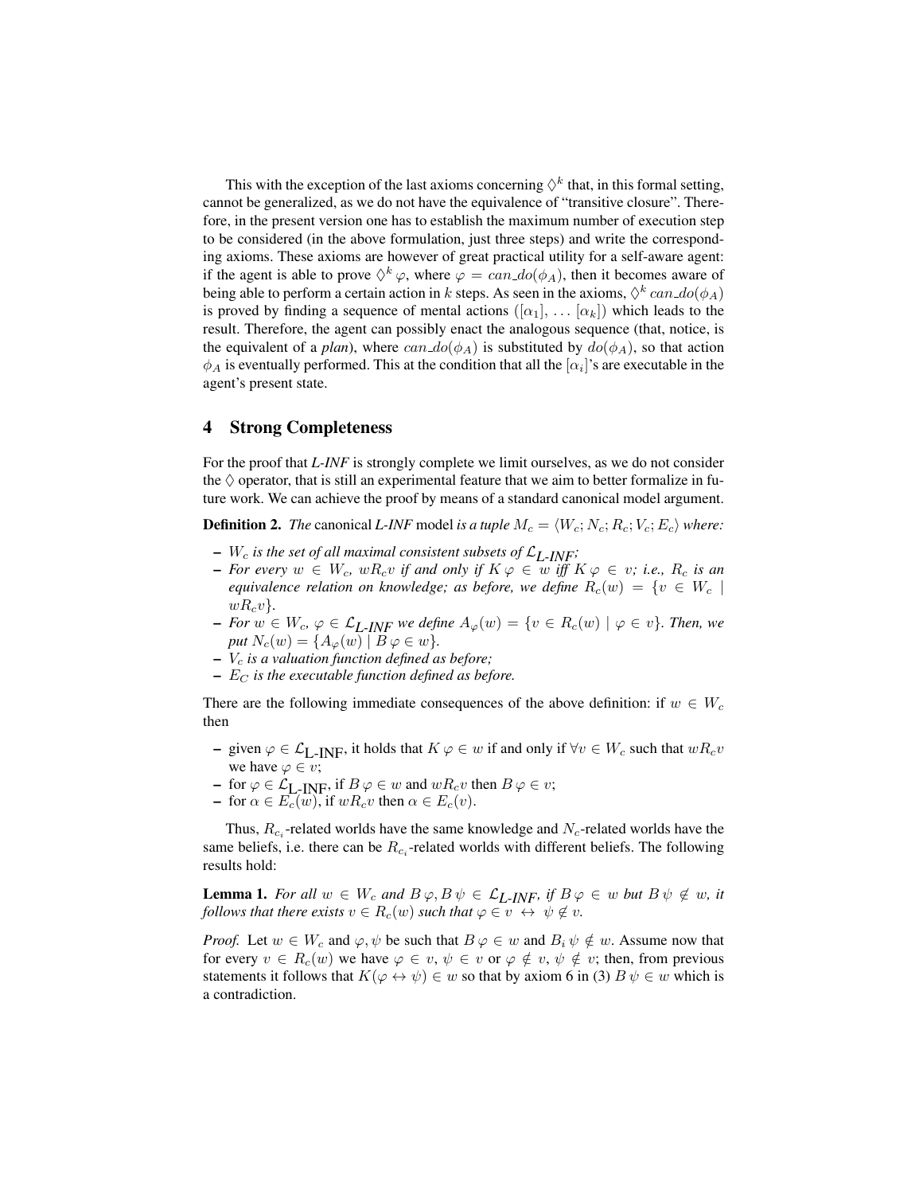This with the exception of the last axioms concerning $\Diamond^k$ that, in this formal setting, cannot be generalized, as we do not have the equivalence of "transitive closure". Therefore, in the present version one has to establish the maximum number of execution step to be considered (in the above formulation, just three steps) and write the corresponding axioms. These axioms are however of great practical utility for a self-aware agent: if the agent is able to prove $\Diamond^k \varphi$, where $\varphi = can\_do(\phi_A)$, then it becomes aware of being able to perform a certain action in $k$ steps. As seen in the axioms, $\Diamond^k\, can\_do(\phi_A)$ is proved by finding a sequence of mental actions ($[\alpha_1], \ldots [\alpha_k]$) which leads to the result. Therefore, the agent can possibly enact the analogous sequence (that, notice, is the equivalent of a *plan*), where $can\_do(\phi_A)$ is substituted by $do(\phi_A)$, so that action $\phi_A$ is eventually performed. This at the condition that all the $[\alpha_i]$'s are executable in the agent's present state.

## 4 Strong Completeness

For the proof that *L-INF* is strongly complete we limit ourselves, as we do not consider the $\Diamond$ operator, that is still an experimental feature that we aim to better formalize in future work. We can achieve the proof by means of a standard canonical model argument.

**Definition 2.** *The* canonical *L-INF* model *is a tuple $M_c = \langle W_c; N_c; R_c; V_c; E_c\rangle$ where:*

- *$W_c$ is the set of all maximal consistent subsets of $\mathcal{L}_{\textit{L-INF}}$;*
- *For every $w \in W_c$, $wR_cv$ if and only if $K\,\varphi \in w$ iff $K\,\varphi \in v$; i.e., $R_c$ is an equivalence relation on knowledge; as before, we define $R_c(w) = \{v \in W_c \mid wR_cv\}$.*
- *For $w \in W_c$, $\varphi \in \mathcal{L}_{\textit{L-INF}}$ we define $A_\varphi(w) = \{v \in R_c(w) \mid \varphi \in v\}$. Then, we put $N_c(w) = \{A_\varphi(w) \mid B\,\varphi \in w\}$.*
- *$V_c$ is a valuation function defined as before;*
- *$E_C$ is the executable function defined as before.*

There are the following immediate consequences of the above definition: if $w \in W_c$ then

- given $\varphi \in \mathcal{L}_{\text{L-INF}}$, it holds that $K\,\varphi \in w$ if and only if $\forall v \in W_c$ such that $wR_cv$ we have $\varphi \in v$;
- for $\varphi \in \mathcal{L}_{\text{L-INF}}$, if $B\,\varphi \in w$ and $wR_cv$ then $B\,\varphi \in v$;
- for $\alpha \in E_c(w)$, if $wR_cv$ then $\alpha \in E_c(v)$.

Thus, $R_{c_i}$-related worlds have the same knowledge and $N_c$-related worlds have the same beliefs, i.e. there can be $R_{c_i}$-related worlds with different beliefs. The following results hold:

**Lemma 1.** *For all $w \in W_c$ and $B\,\varphi, B\,\psi \in \mathcal{L}_{\textit{L-INF}}$, if $B\,\varphi \in w$ but $B\,\psi \notin w$, it follows that there exists $v \in R_c(w)$ such that $\varphi \in v \leftrightarrow \psi \notin v$.*

*Proof.* Let $w \in W_c$ and $\varphi, \psi$ be such that $B\,\varphi \in w$ and $B_i\,\psi \notin w$. Assume now that for every $v \in R_c(w)$ we have $\varphi \in v$, $\psi \in v$ or $\varphi \notin v$, $\psi \notin v$; then, from previous statements it follows that $K(\varphi \leftrightarrow \psi) \in w$ so that by axiom 6 in (3) $B\,\psi \in w$ which is a contradiction.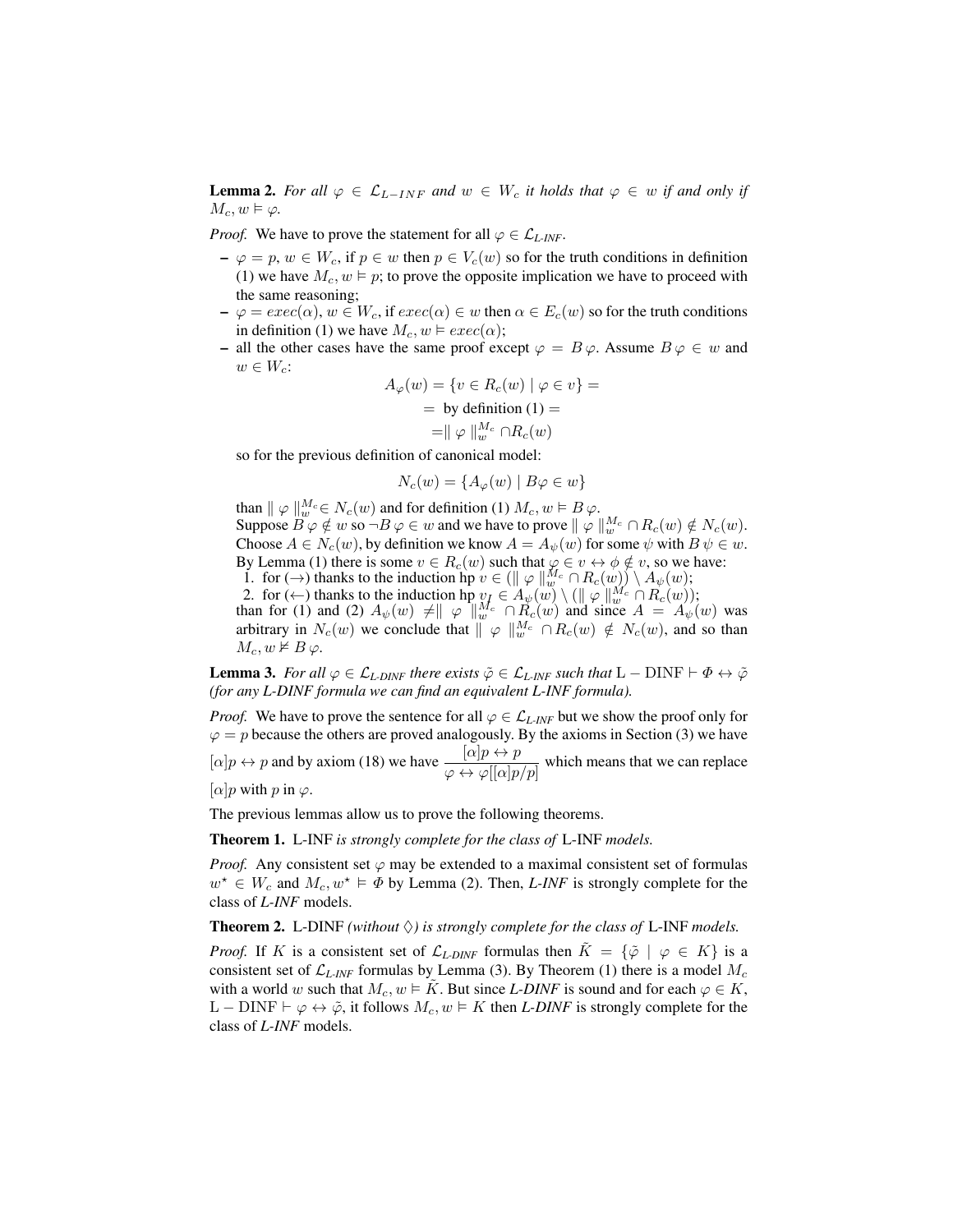**Lemma 2.** *For all $\varphi \in \mathcal{L}_{L-INF}$ and $w \in W_c$ it holds that $\varphi \in w$ if and only if $M_c, w \models \varphi$.*

*Proof.* We have to prove the statement for all $\varphi \in \mathcal{L}_{\textit{L-INF}}$.

- $\varphi = p$, $w \in W_c$, if $p \in w$ then $p \in V_c(w)$ so for the truth conditions in definition (1) we have $M_c, w \models p$; to prove the opposite implication we have to proceed with the same reasoning;
- $\varphi = exec(\alpha)$, $w \in W_c$, if $exec(\alpha) \in w$ then $\alpha \in E_c(w)$ so for the truth conditions in definition (1) we have $M_c, w \models exec(\alpha)$;
- all the other cases have the same proof except $\varphi = B\,\varphi$. Assume $B\,\varphi \in w$ and $w \in W_c$:

$$A_\varphi(w) = \{v \in R_c(w) \mid \varphi \in v\} =$$
$$= \text{ by definition (1)} =$$
$$= \parallel \varphi \parallel_w^{M_c} \cap R_c(w)$$

so for the previous definition of canonical model:

$$N_c(w) = \{A_\varphi(w) \mid B\varphi \in w\}$$

than $\parallel \varphi \parallel_w^{M_c} \in N_c(w)$ and for definition (1) $M_c, w \models B\,\varphi$.
Suppose $B\,\varphi \notin w$ so $\neg B\,\varphi \in w$ and we have to prove $\parallel \varphi \parallel_w^{M_c} \cap R_c(w) \notin N_c(w)$. Choose $A \in N_c(w)$, by definition we know $A = A_\psi(w)$ for some $\psi$ with $B\,\psi \in w$. By Lemma (1) there is some $v \in R_c(w)$ such that $\varphi \in v \leftrightarrow \phi \notin v$, so we have:
1. for ($\rightarrow$) thanks to the induction hp $v \in (\parallel \varphi \parallel_w^{M_c} \cap R_c(w)) \setminus A_\psi(w)$;
2. for ($\leftarrow$) thanks to the induction hp $v_I \in A_\psi(w) \setminus (\parallel \varphi \parallel_w^{M_c} \cap R_c(w))$;
than for (1) and (2) $A_\psi(w) \neq \parallel \varphi \parallel_w^{M_c} \cap R_c(w)$ and since $A = A_\psi(w)$ was arbitrary in $N_c(w)$ we conclude that $\parallel \varphi \parallel_w^{M_c} \cap R_c(w) \notin N_c(w)$, and so than $M_c, w \not\models B\,\varphi$.

**Lemma 3.** *For all $\varphi \in \mathcal{L}_{\textit{L-DINF}}$ there exists $\tilde{\varphi} \in \mathcal{L}_{\textit{L-INF}}$ such that $\mathrm{L-DINF} \vdash \Phi \leftrightarrow \tilde{\varphi}$ (for any L-DINF formula we can find an equivalent L-INF formula).*

*Proof.* We have to prove the sentence for all $\varphi \in \mathcal{L}_{\textit{L-INF}}$ but we show the proof only for $\varphi = p$ because the others are proved analogously. By the axioms in Section (3) we have $[\alpha]p \leftrightarrow p$ and by axiom (18) we have $\dfrac{[\alpha]p \leftrightarrow p}{\varphi \leftrightarrow \varphi[[\alpha]p/p]}$ which means that we can replace $[\alpha]p$ with $p$ in $\varphi$.

The previous lemmas allow us to prove the following theorems.

**Theorem 1.** L-INF *is strongly complete for the class of* L-INF *models.*

*Proof.* Any consistent set $\varphi$ may be extended to a maximal consistent set of formulas $w^\star \in W_c$ and $M_c, w^\star \models \Phi$ by Lemma (2). Then, *L-INF* is strongly complete for the class of *L-INF* models.

**Theorem 2.** L-DINF *(without $\Diamond$) is strongly complete for the class of* L-INF *models.*

*Proof.* If $K$ is a consistent set of $\mathcal{L}_{\textit{L-DINF}}$ formulas then $\tilde{K} = \{\tilde{\varphi} \mid \varphi \in K\}$ is a consistent set of $\mathcal{L}_{\textit{L-INF}}$ formulas by Lemma (3). By Theorem (1) there is a model $M_c$ with a world $w$ such that $M_c, w \models \tilde{K}$. But since *L-DINF* is sound and for each $\varphi \in K$, $\mathrm{L-DINF} \vdash \varphi \leftrightarrow \tilde{\varphi}$, it follows $M_c, w \models K$ then *L-DINF* is strongly complete for the class of *L-INF* models.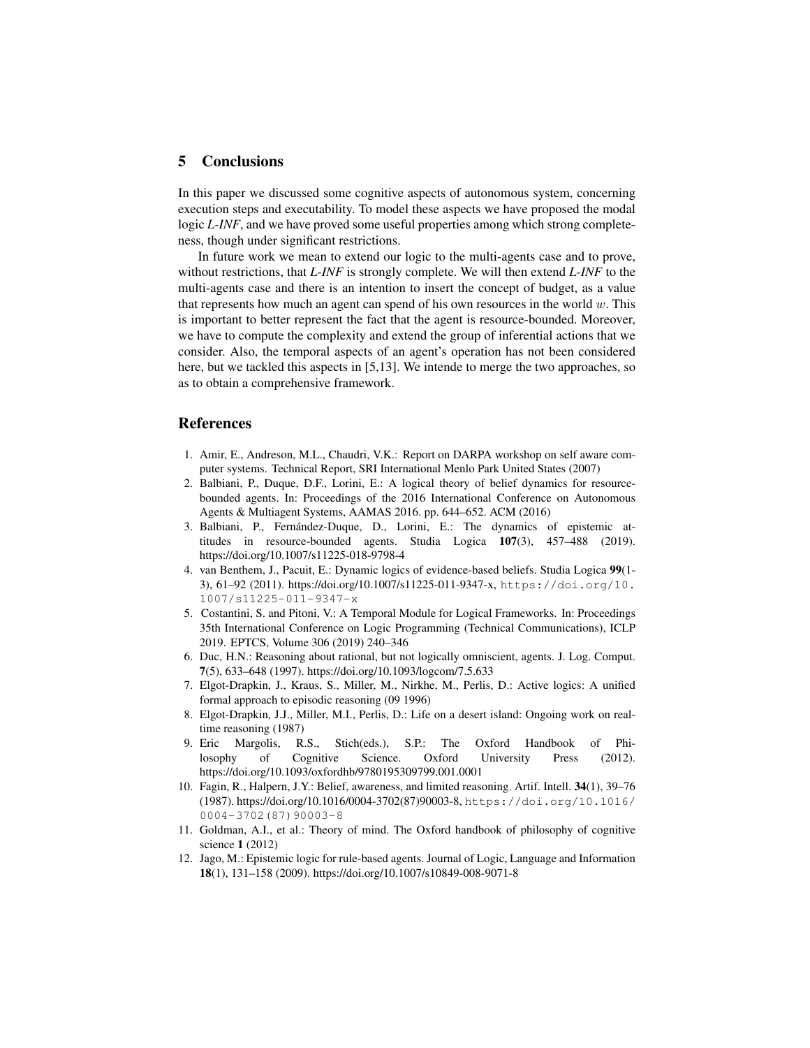## 5 Conclusions

In this paper we discussed some cognitive aspects of autonomous system, concerning execution steps and executability. To model these aspects we have proposed the modal logic *L-INF*, and we have proved some useful properties among which strong completeness, though under significant restrictions.

In future work we mean to extend our logic to the multi-agents case and to prove, without restrictions, that *L-INF* is strongly complete. We will then extend *L-INF* to the multi-agents case and there is an intention to insert the concept of budget, as a value that represents how much an agent can spend of his own resources in the world $w$. This is important to better represent the fact that the agent is resource-bounded. Moreover, we have to compute the complexity and extend the group of inferential actions that we consider. Also, the temporal aspects of an agent's operation has not been considered here, but we tackled this aspects in [5,13]. We intende to merge the two approaches, so as to obtain a comprehensive framework.

## References

1. Amir, E., Andreson, M.L., Chaudri, V.K.: Report on DARPA workshop on self aware computer systems. Technical Report, SRI International Menlo Park United States (2007)
2. Balbiani, P., Duque, D.F., Lorini, E.: A logical theory of belief dynamics for resource-bounded agents. In: Proceedings of the 2016 International Conference on Autonomous Agents & Multiagent Systems, AAMAS 2016. pp. 644–652. ACM (2016)
3. Balbiani, P., Fernández-Duque, D., Lorini, E.: The dynamics of epistemic attitudes in resource-bounded agents. Studia Logica **107**(3), 457–488 (2019). https://doi.org/10.1007/s11225-018-9798-4
4. van Benthem, J., Pacuit, E.: Dynamic logics of evidence-based beliefs. Studia Logica **99**(1-3), 61–92 (2011). https://doi.org/10.1007/s11225-011-9347-x, https://doi.org/10.1007/s11225-011-9347-x
5. Costantini, S. and Pitoni, V.: A Temporal Module for Logical Frameworks. In: Proceedings 35th International Conference on Logic Programming (Technical Communications), ICLP 2019. EPTCS, Volume 306 (2019) 240–346
6. Duc, H.N.: Reasoning about rational, but not logically omniscient, agents. J. Log. Comput. **7**(5), 633–648 (1997). https://doi.org/10.1093/logcom/7.5.633
7. Elgot-Drapkin, J., Kraus, S., Miller, M., Nirkhe, M., Perlis, D.: Active logics: A unified formal approach to episodic reasoning (09 1996)
8. Elgot-Drapkin, J.J., Miller, M.I., Perlis, D.: Life on a desert island: Ongoing work on real-time reasoning (1987)
9. Eric Margolis, R.S., Stich(eds.), S.P.: The Oxford Handbook of Philosophy of Cognitive Science. Oxford University Press (2012). https://doi.org/10.1093/oxfordhb/9780195309799.001.0001
10. Fagin, R., Halpern, J.Y.: Belief, awareness, and limited reasoning. Artif. Intell. **34**(1), 39–76 (1987). https://doi.org/10.1016/0004-3702(87)90003-8, https://doi.org/10.1016/0004-3702(87)90003-8
11. Goldman, A.I., et al.: Theory of mind. The Oxford handbook of philosophy of cognitive science **1** (2012)
12. Jago, M.: Epistemic logic for rule-based agents. Journal of Logic, Language and Information **18**(1), 131–158 (2009). https://doi.org/10.1007/s10849-008-9071-8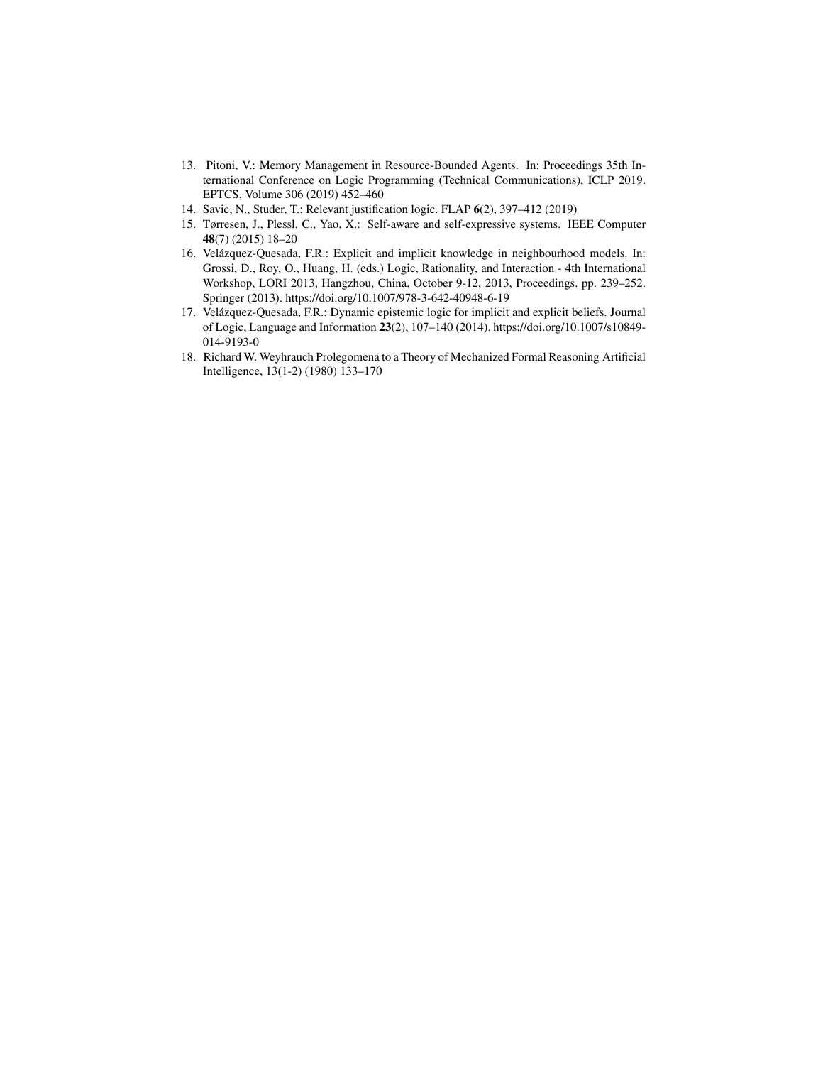13. Pitoni, V.: Memory Management in Resource-Bounded Agents. In: Proceedings 35th International Conference on Logic Programming (Technical Communications), ICLP 2019. EPTCS, Volume 306 (2019) 452–460
14. Savic, N., Studer, T.: Relevant justification logic. FLAP **6**(2), 397–412 (2019)
15. Tørresen, J., Plessl, C., Yao, X.: Self-aware and self-expressive systems. IEEE Computer **48**(7) (2015) 18–20
16. Velázquez-Quesada, F.R.: Explicit and implicit knowledge in neighbourhood models. In: Grossi, D., Roy, O., Huang, H. (eds.) Logic, Rationality, and Interaction - 4th International Workshop, LORI 2013, Hangzhou, China, October 9-12, 2013, Proceedings. pp. 239–252. Springer (2013). https://doi.org/10.1007/978-3-642-40948-6-19
17. Velázquez-Quesada, F.R.: Dynamic epistemic logic for implicit and explicit beliefs. Journal of Logic, Language and Information **23**(2), 107–140 (2014). https://doi.org/10.1007/s10849-014-9193-0
18. Richard W. Weyhrauch Prolegomena to a Theory of Mechanized Formal Reasoning Artificial Intelligence, 13(1-2) (1980) 133–170